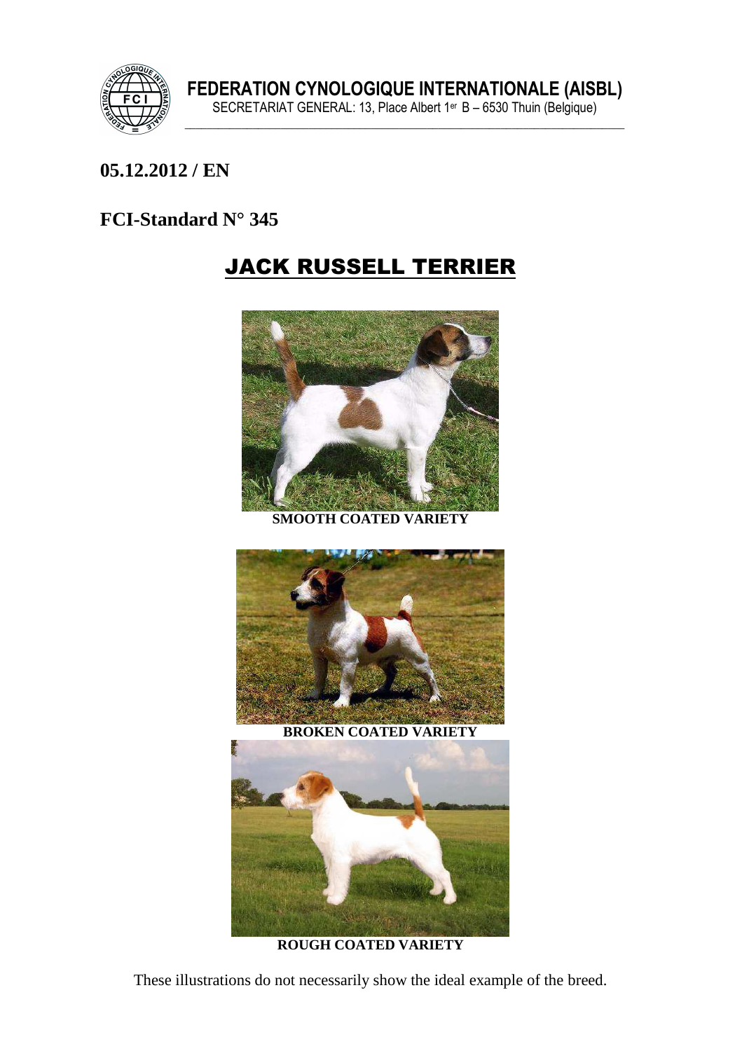**FEDERATION CYNOLOGIQUE INTERNATIONALE (AISBL)**

SECRETARIAT GENERAL: 13, Place Albert 1er B – 6530 Thuin (Belgique)

**05.12.2012 / EN**

**FCI-Standard N° 345**

# JACK RUSSELL TERRIER

**SMOOTH COATED VARIETY**

**BROKEN COATED VARIETY**

**ROUGH COATED VARIETY**

These illustrations do not necessarily show the ideal example of the breed.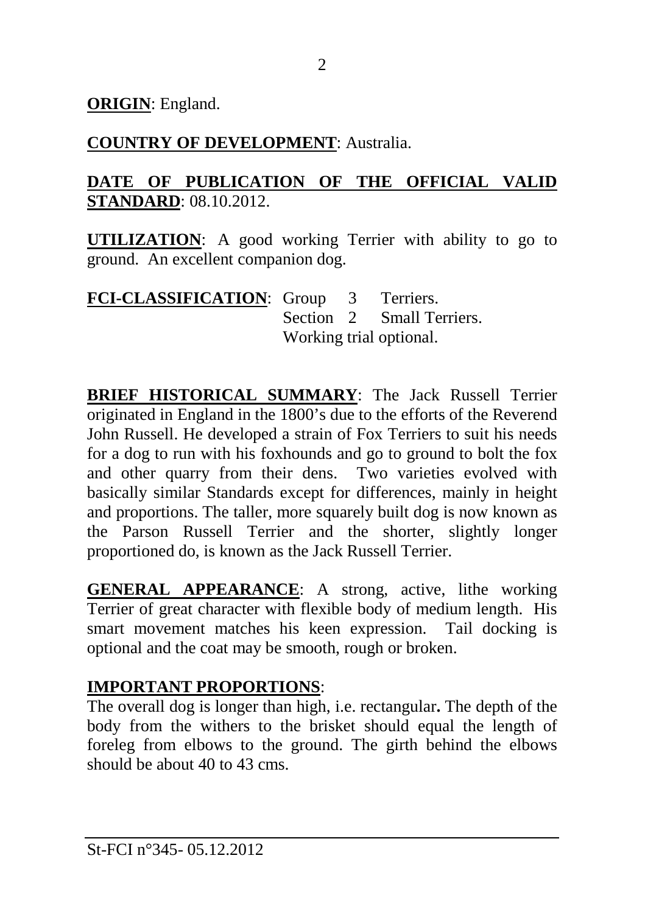**ORIGIN**: England.

**COUNTRY OF DEVELOPMENT**: Australia.

**DATE OF PUBLICATION OF THE OFFICIAL VALID STANDARD**: 08.10.2012.

**UTILIZATION**: A good working Terrier with ability to go to ground. An excellent companion dog.

**FCI-CLASSIFICATION**: Group 3 Terriers.
Section 2 Small Terriers.
Working trial optional.

**BRIEF HISTORICAL SUMMARY**: The Jack Russell Terrier originated in England in the 1800's due to the efforts of the Reverend John Russell. He developed a strain of Fox Terriers to suit his needs for a dog to run with his foxhounds and go to ground to bolt the fox and other quarry from their dens. Two varieties evolved with basically similar Standards except for differences, mainly in height and proportions. The taller, more squarely built dog is now known as the Parson Russell Terrier and the shorter, slightly longer proportioned do, is known as the Jack Russell Terrier.

**GENERAL APPEARANCE**: A strong, active, lithe working Terrier of great character with flexible body of medium length. His smart movement matches his keen expression. Tail docking is optional and the coat may be smooth, rough or broken.

**IMPORTANT PROPORTIONS**:
The overall dog is longer than high, i.e. rectangular**.** The depth of the body from the withers to the brisket should equal the length of foreleg from elbows to the ground. The girth behind the elbows should be about 40 to 43 cms.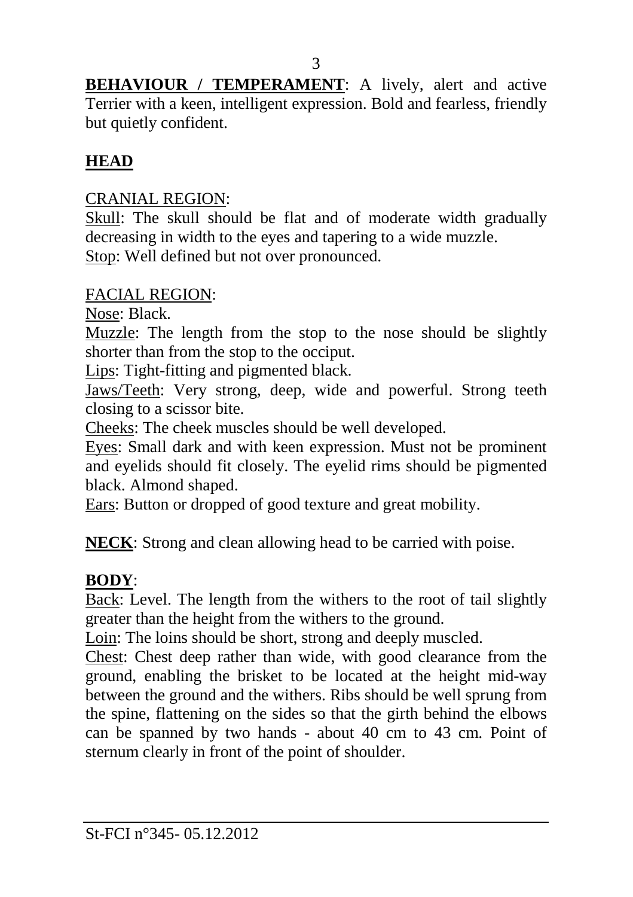**BEHAVIOUR / TEMPERAMENT**: A lively, alert and active Terrier with a keen, intelligent expression. Bold and fearless, friendly but quietly confident.

## HEAD

CRANIAL REGION:

Skull: The skull should be flat and of moderate width gradually decreasing in width to the eyes and tapering to a wide muzzle.

Stop: Well defined but not over pronounced.

FACIAL REGION:

Nose: Black.

Muzzle: The length from the stop to the nose should be slightly shorter than from the stop to the occiput.

Lips: Tight-fitting and pigmented black.

Jaws/Teeth: Very strong, deep, wide and powerful. Strong teeth closing to a scissor bite.

Cheeks: The cheek muscles should be well developed.

Eyes: Small dark and with keen expression. Must not be prominent and eyelids should fit closely. The eyelid rims should be pigmented black. Almond shaped.

Ears: Button or dropped of good texture and great mobility.

**NECK**: Strong and clean allowing head to be carried with poise.

## BODY:

Back: Level. The length from the withers to the root of tail slightly greater than the height from the withers to the ground.

Loin: The loins should be short, strong and deeply muscled.

Chest: Chest deep rather than wide, with good clearance from the ground, enabling the brisket to be located at the height mid-way between the ground and the withers. Ribs should be well sprung from the spine, flattening on the sides so that the girth behind the elbows can be spanned by two hands - about 40 cm to 43 cm. Point of sternum clearly in front of the point of shoulder.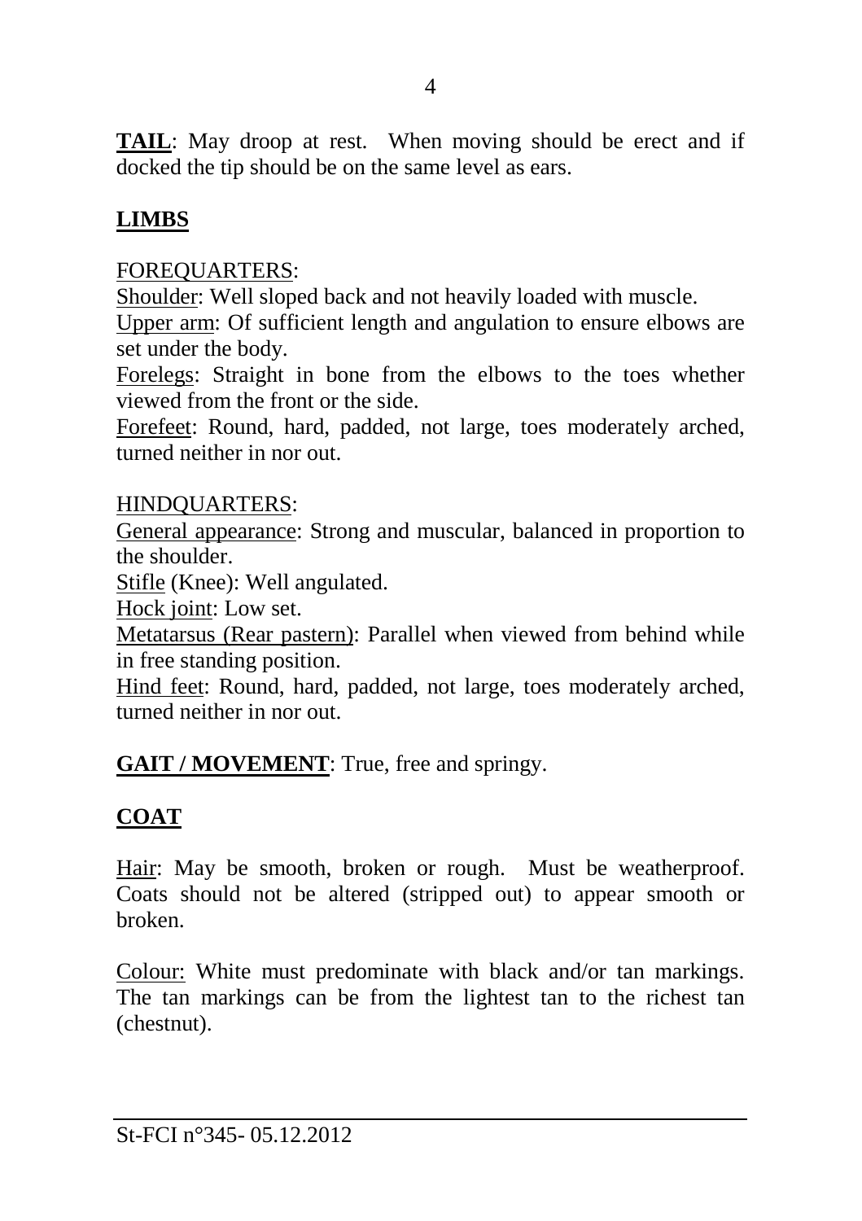**TAIL**: May droop at rest. When moving should be erect and if docked the tip should be on the same level as ears.

## LIMBS

FOREQUARTERS:

Shoulder: Well sloped back and not heavily loaded with muscle.

Upper arm: Of sufficient length and angulation to ensure elbows are set under the body.

Forelegs: Straight in bone from the elbows to the toes whether viewed from the front or the side.

Forefeet: Round, hard, padded, not large, toes moderately arched, turned neither in nor out.

HINDQUARTERS:

General appearance: Strong and muscular, balanced in proportion to the shoulder.

Stifle (Knee): Well angulated.

Hock joint: Low set.

Metatarsus (Rear pastern): Parallel when viewed from behind while in free standing position.

Hind feet: Round, hard, padded, not large, toes moderately arched, turned neither in nor out.

**GAIT / MOVEMENT**: True, free and springy.

## COAT

Hair: May be smooth, broken or rough. Must be weatherproof. Coats should not be altered (stripped out) to appear smooth or broken.

Colour: White must predominate with black and/or tan markings. The tan markings can be from the lightest tan to the richest tan (chestnut).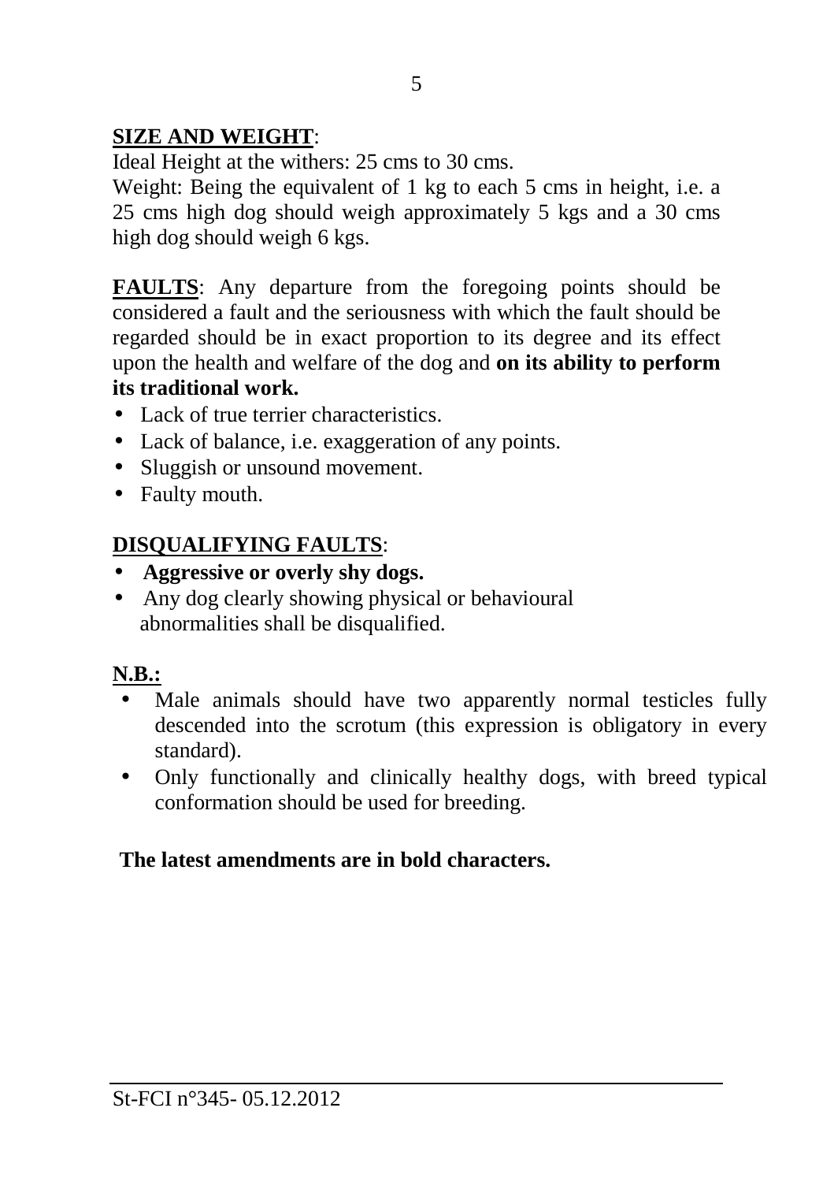**<u>SIZE AND WEIGHT</u>**:

Ideal Height at the withers: 25 cms to 30 cms.

Weight: Being the equivalent of 1 kg to each 5 cms in height, i.e. a 25 cms high dog should weigh approximately 5 kgs and a 30 cms high dog should weigh 6 kgs.

**<u>FAULTS</u>**: Any departure from the foregoing points should be considered a fault and the seriousness with which the fault should be regarded should be in exact proportion to its degree and its effect upon the health and welfare of the dog and **on its ability to perform its traditional work.**

- Lack of true terrier characteristics.
- Lack of balance, i.e. exaggeration of any points.
- Sluggish or unsound movement.
- Faulty mouth.

**<u>DISQUALIFYING FAULTS</u>**:

- **Aggressive or overly shy dogs.**
- Any dog clearly showing physical or behavioural abnormalities shall be disqualified.

**<u>N.B.:</u>**

- Male animals should have two apparently normal testicles fully descended into the scrotum (this expression is obligatory in every standard).
- Only functionally and clinically healthy dogs, with breed typical conformation should be used for breeding.

**The latest amendments are in bold characters.**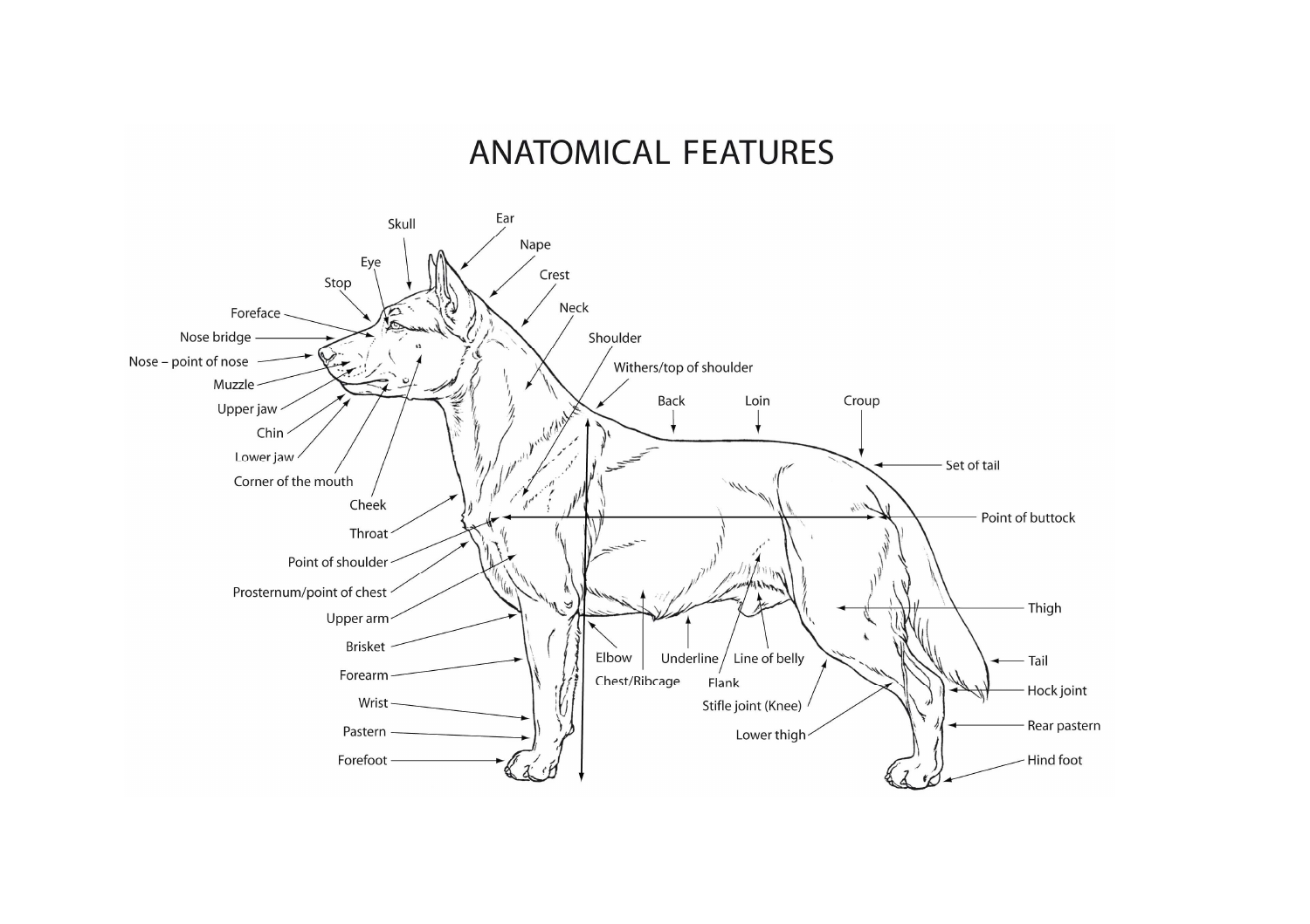# ANATOMICAL FEATURES

Skull
Ear
Nape
Eye
Crest
Stop
Neck
Foreface
Shoulder
Nose bridge
Withers/top of shoulder
Nose – point of nose
Back
Loin
Croup
Muzzle
Upper jaw
Set of tail
Chin
Lower jaw
Corner of the mouth
Cheek
Point of buttock
Throat
Point of shoulder
Prosternum/point of chest
Thigh
Upper arm
Brisket
Elbow
Underline
Line of belly
Tail
Forearm
Chest/Ribcage
Flank
Hock joint
Wrist
Stifle joint (Knee)
Rear pastern
Pastern
Lower thigh
Forefoot
Hind foot